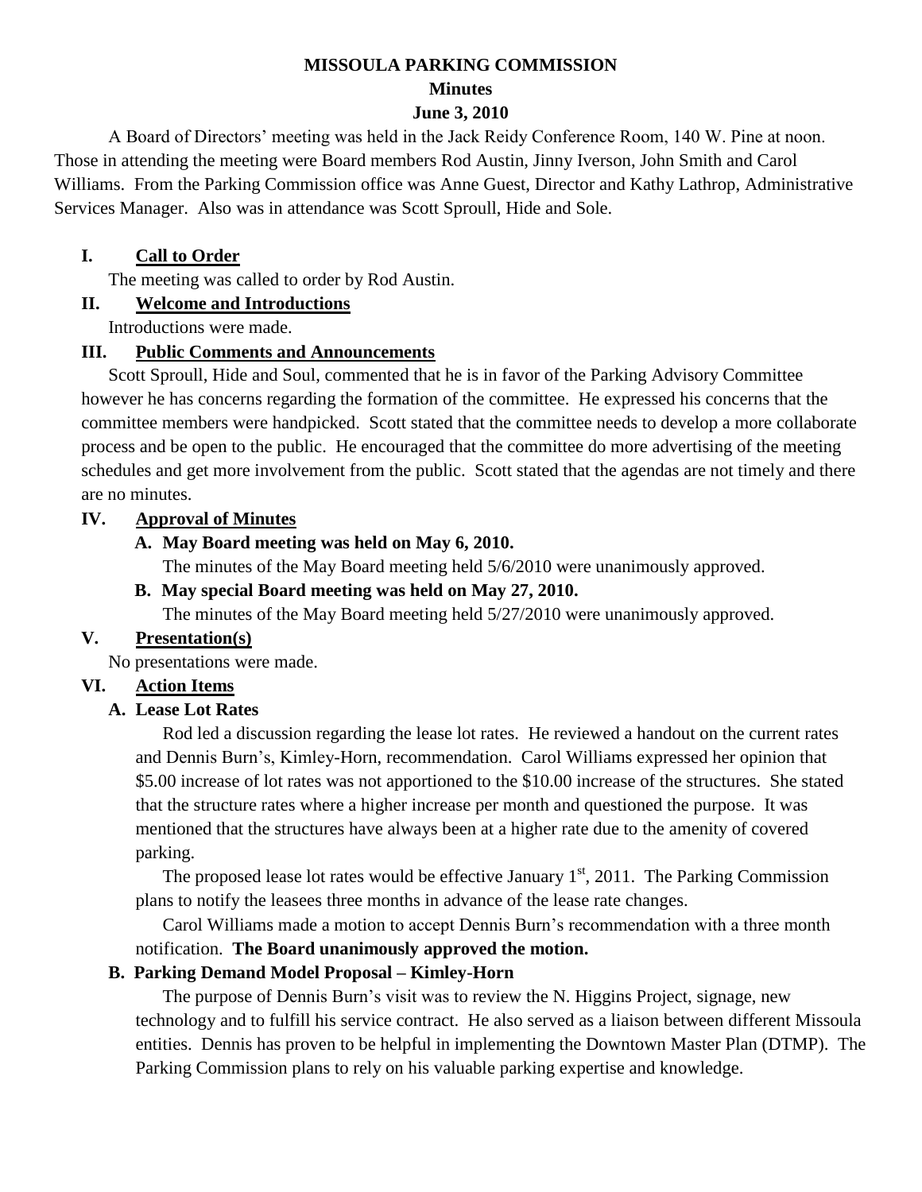**MISSOULA PARKING COMMISSION**

**Minutes**

**June 3, 2010**

A Board of Directors' meeting was held in the Jack Reidy Conference Room, 140 W. Pine at noon. Those in attending the meeting were Board members Rod Austin, Jinny Iverson, John Smith and Carol Williams. From the Parking Commission office was Anne Guest, Director and Kathy Lathrop, Administrative Services Manager. Also was in attendance was Scott Sproull, Hide and Sole.

## I. Call to Order

The meeting was called to order by Rod Austin.

## II. Welcome and Introductions

Introductions were made.

## III. Public Comments and Announcements

Scott Sproull, Hide and Soul, commented that he is in favor of the Parking Advisory Committee however he has concerns regarding the formation of the committee. He expressed his concerns that the committee members were handpicked. Scott stated that the committee needs to develop a more collaborate process and be open to the public. He encouraged that the committee do more advertising of the meeting schedules and get more involvement from the public. Scott stated that the agendas are not timely and there are no minutes.

## IV. Approval of Minutes

**A. May Board meeting was held on May 6, 2010.**

The minutes of the May Board meeting held 5/6/2010 were unanimously approved.

**B. May special Board meeting was held on May 27, 2010.**

The minutes of the May Board meeting held 5/27/2010 were unanimously approved.

## V. Presentation(s)

No presentations were made.

## VI. Action Items

**A. Lease Lot Rates**

Rod led a discussion regarding the lease lot rates. He reviewed a handout on the current rates and Dennis Burn's, Kimley-Horn, recommendation. Carol Williams expressed her opinion that $5.00 increase of lot rates was not apportioned to the $10.00 increase of the structures. She stated that the structure rates where a higher increase per month and questioned the purpose. It was mentioned that the structures have always been at a higher rate due to the amenity of covered parking.

The proposed lease lot rates would be effective January 1st, 2011. The Parking Commission plans to notify the leasees three months in advance of the lease rate changes.

Carol Williams made a motion to accept Dennis Burn's recommendation with a three month notification. **The Board unanimously approved the motion.**

**B. Parking Demand Model Proposal – Kimley-Horn**

The purpose of Dennis Burn's visit was to review the N. Higgins Project, signage, new technology and to fulfill his service contract. He also served as a liaison between different Missoula entities. Dennis has proven to be helpful in implementing the Downtown Master Plan (DTMP). The Parking Commission plans to rely on his valuable parking expertise and knowledge.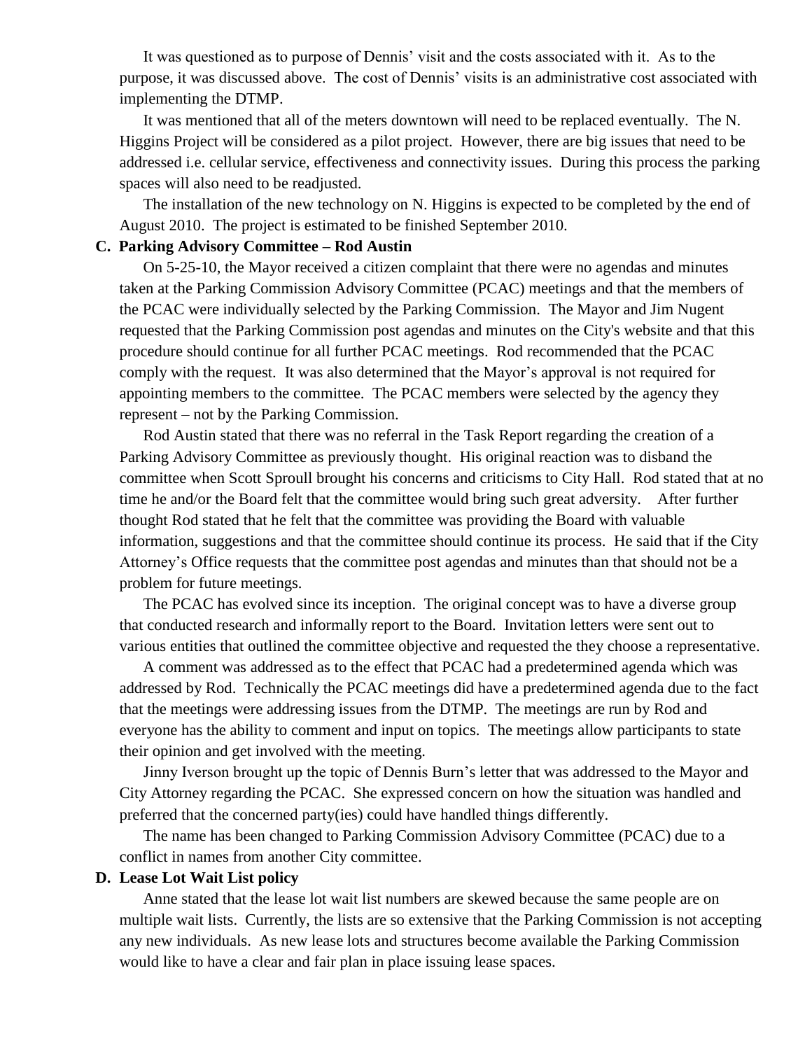It was questioned as to purpose of Dennis' visit and the costs associated with it. As to the purpose, it was discussed above. The cost of Dennis' visits is an administrative cost associated with implementing the DTMP.

It was mentioned that all of the meters downtown will need to be replaced eventually. The N. Higgins Project will be considered as a pilot project. However, there are big issues that need to be addressed i.e. cellular service, effectiveness and connectivity issues. During this process the parking spaces will also need to be readjusted.

The installation of the new technology on N. Higgins is expected to be completed by the end of August 2010. The project is estimated to be finished September 2010.

**C. Parking Advisory Committee – Rod Austin**

On 5-25-10, the Mayor received a citizen complaint that there were no agendas and minutes taken at the Parking Commission Advisory Committee (PCAC) meetings and that the members of the PCAC were individually selected by the Parking Commission. The Mayor and Jim Nugent requested that the Parking Commission post agendas and minutes on the City's website and that this procedure should continue for all further PCAC meetings. Rod recommended that the PCAC comply with the request. It was also determined that the Mayor's approval is not required for appointing members to the committee. The PCAC members were selected by the agency they represent – not by the Parking Commission.

Rod Austin stated that there was no referral in the Task Report regarding the creation of a Parking Advisory Committee as previously thought. His original reaction was to disband the committee when Scott Sproull brought his concerns and criticisms to City Hall. Rod stated that at no time he and/or the Board felt that the committee would bring such great adversity. After further thought Rod stated that he felt that the committee was providing the Board with valuable information, suggestions and that the committee should continue its process. He said that if the City Attorney's Office requests that the committee post agendas and minutes than that should not be a problem for future meetings.

The PCAC has evolved since its inception. The original concept was to have a diverse group that conducted research and informally report to the Board. Invitation letters were sent out to various entities that outlined the committee objective and requested the they choose a representative.

A comment was addressed as to the effect that PCAC had a predetermined agenda which was addressed by Rod. Technically the PCAC meetings did have a predetermined agenda due to the fact that the meetings were addressing issues from the DTMP. The meetings are run by Rod and everyone has the ability to comment and input on topics. The meetings allow participants to state their opinion and get involved with the meeting.

Jinny Iverson brought up the topic of Dennis Burn's letter that was addressed to the Mayor and City Attorney regarding the PCAC. She expressed concern on how the situation was handled and preferred that the concerned party(ies) could have handled things differently.

The name has been changed to Parking Commission Advisory Committee (PCAC) due to a conflict in names from another City committee.

**D. Lease Lot Wait List policy**

Anne stated that the lease lot wait list numbers are skewed because the same people are on multiple wait lists. Currently, the lists are so extensive that the Parking Commission is not accepting any new individuals. As new lease lots and structures become available the Parking Commission would like to have a clear and fair plan in place issuing lease spaces.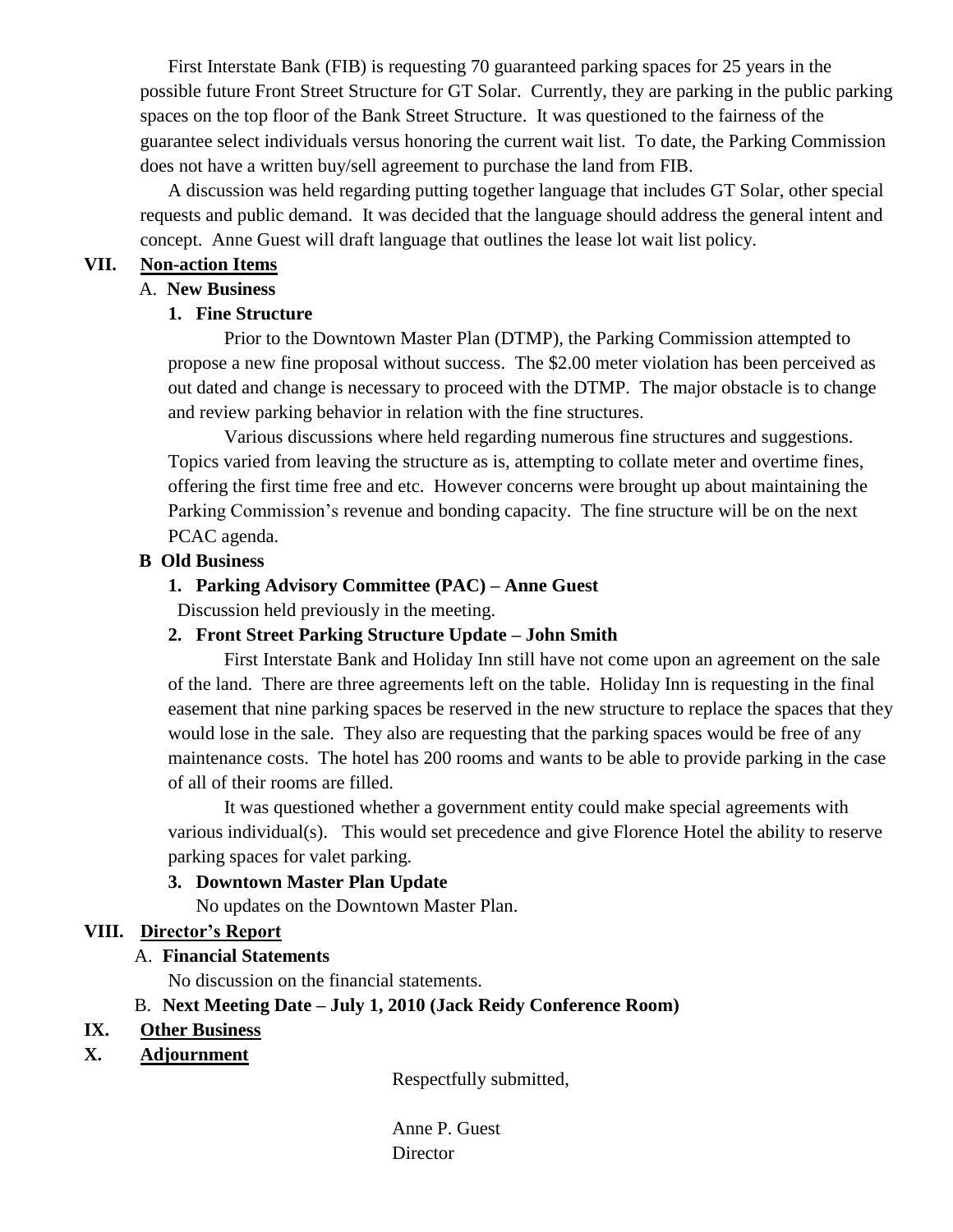First Interstate Bank (FIB) is requesting 70 guaranteed parking spaces for 25 years in the possible future Front Street Structure for GT Solar. Currently, they are parking in the public parking spaces on the top floor of the Bank Street Structure. It was questioned to the fairness of the guarantee select individuals versus honoring the current wait list. To date, the Parking Commission does not have a written buy/sell agreement to purchase the land from FIB.

A discussion was held regarding putting together language that includes GT Solar, other special requests and public demand. It was decided that the language should address the general intent and concept. Anne Guest will draft language that outlines the lease lot wait list policy.

## VII. Non-action Items

### A. New Business

#### 1. Fine Structure

Prior to the Downtown Master Plan (DTMP), the Parking Commission attempted to propose a new fine proposal without success. The $2.00 meter violation has been perceived as out dated and change is necessary to proceed with the DTMP. The major obstacle is to change and review parking behavior in relation with the fine structures.

Various discussions where held regarding numerous fine structures and suggestions. Topics varied from leaving the structure as is, attempting to collate meter and overtime fines, offering the first time free and etc. However concerns were brought up about maintaining the Parking Commission's revenue and bonding capacity. The fine structure will be on the next PCAC agenda.

### B Old Business

#### 1. Parking Advisory Committee (PAC) – Anne Guest

Discussion held previously in the meeting.

#### 2. Front Street Parking Structure Update – John Smith

First Interstate Bank and Holiday Inn still have not come upon an agreement on the sale of the land. There are three agreements left on the table. Holiday Inn is requesting in the final easement that nine parking spaces be reserved in the new structure to replace the spaces that they would lose in the sale. They also are requesting that the parking spaces would be free of any maintenance costs. The hotel has 200 rooms and wants to be able to provide parking in the case of all of their rooms are filled.

It was questioned whether a government entity could make special agreements with various individual(s). This would set precedence and give Florence Hotel the ability to reserve parking spaces for valet parking.

#### 3. Downtown Master Plan Update

No updates on the Downtown Master Plan.

## VIII. Director's Report

### A. Financial Statements

No discussion on the financial statements.

### B. Next Meeting Date – July 1, 2010 (Jack Reidy Conference Room)

## IX. Other Business

## X. Adjournment

Respectfully submitted,

Anne P. Guest
Director